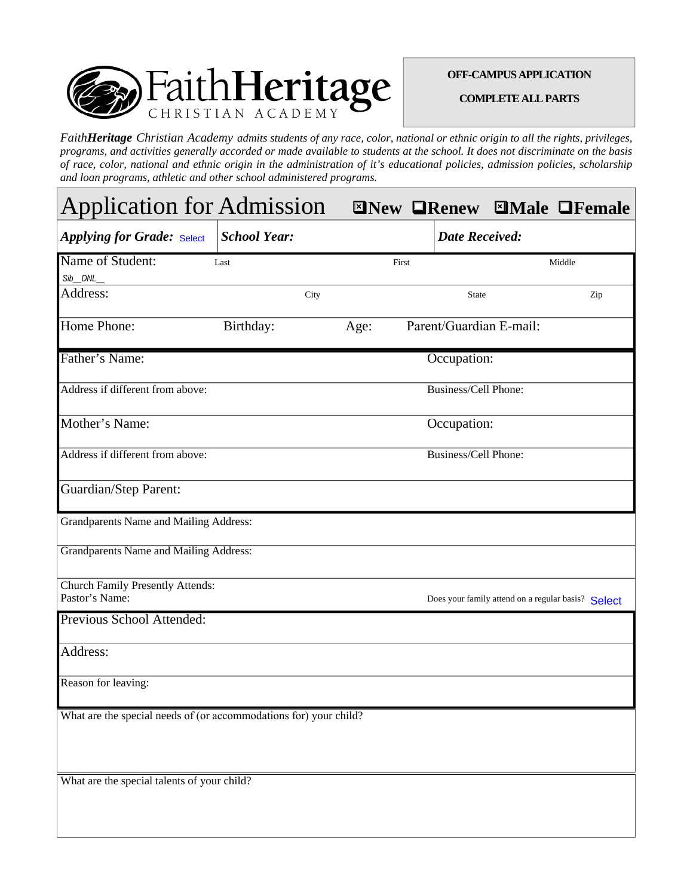# FaithHeritage CHRISTIAN ACADEMY

**OFF-CAMPUS APPLICATION**

**COMPLETE ALL PARTS**

*Faith**Heritage** Christian Academy admits students of any race, color, national or ethnic origin to all the rights, privileges, programs, and activities generally accorded or made available to students at the school. It does not discriminate on the basis of race, color, national and ethnic origin in the administration of it's educational policies, admission policies, scholarship and loan programs, athletic and other school administered programs.*

## Application for Admission

☒ **New** ☐ **Renew** ☒ **Male** ☐ **Female**

| ***Applying for Grade:*** Select | ***School Year:*** | ***Date Received:*** |
|---|---|---|

| Name of Student: Sib__DNL__ | Last | First | Middle |
|---|---|---|---|
| Address: | City | State | Zip |
| Home Phone: | Birthday: | Age: | Parent/Guardian E-mail: |

| | |
|---|---|
| Father's Name: | Occupation: |
| Address if different from above: | Business/Cell Phone: |
| Mother's Name: | Occupation: |
| Address if different from above: | Business/Cell Phone: |
| Guardian/Step Parent: | |

Grandparents Name and Mailing Address:

Grandparents Name and Mailing Address:

Church Family Presently Attends:
Pastor's Name: Does your family attend on a regular basis? Select

Previous School Attended:

Address:

Reason for leaving:

What are the special needs of (or accommodations for) your child?

What are the special talents of your child?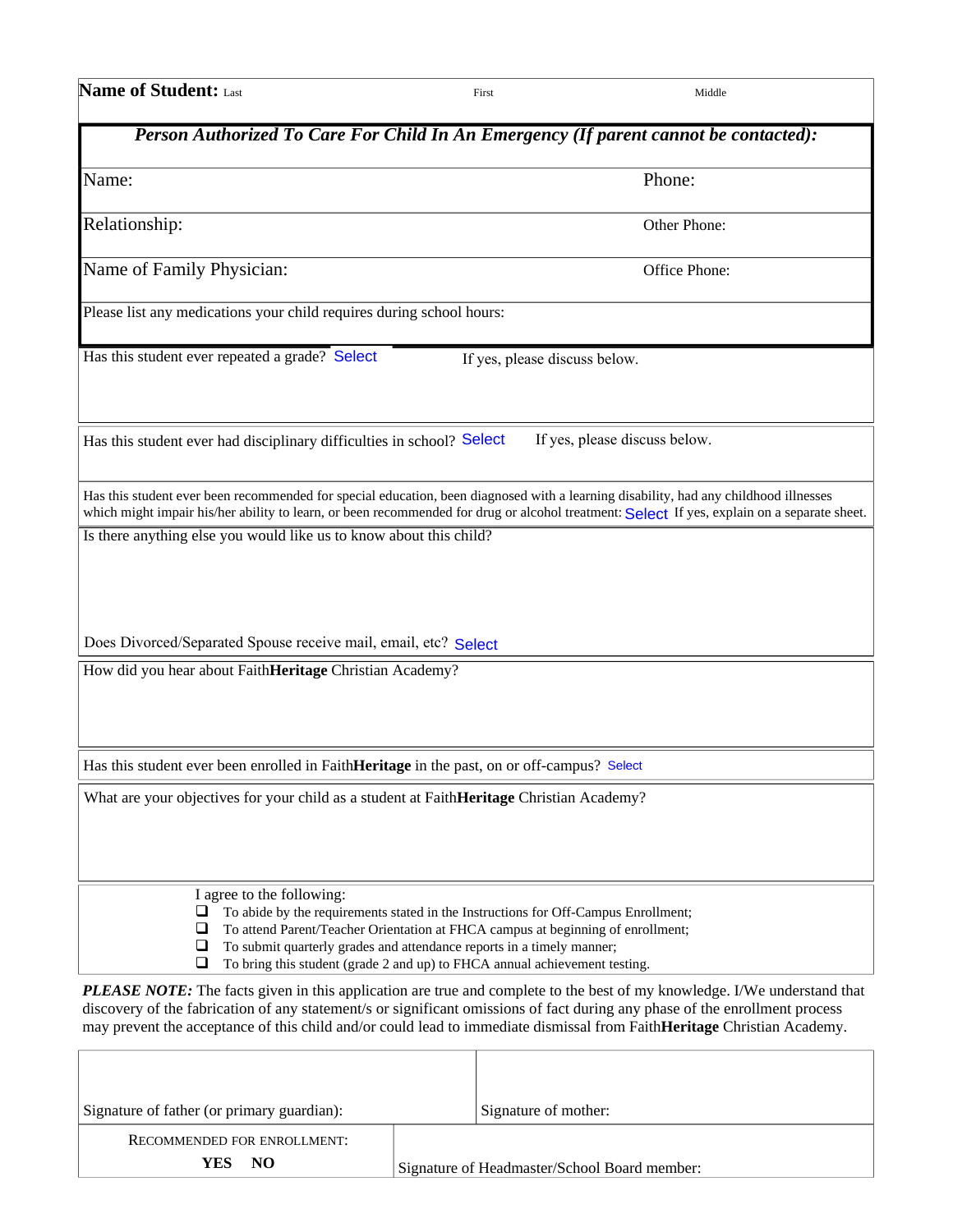**Name of Student:** Last First Middle

***Person Authorized To Care For Child In An Emergency (If parent cannot be contacted):***

Name: Phone:

Relationship: Other Phone:

Name of Family Physician: Office Phone:

Please list any medications your child requires during school hours:

Has this student ever repeated a grade? Select If yes, please discuss below.

Has this student ever had disciplinary difficulties in school? Select If yes, please discuss below.

Has this student ever been recommended for special education, been diagnosed with a learning disability, had any childhood illnesses which might impair his/her ability to learn, or been recommended for drug or alcohol treatment: Select If yes, explain on a separate sheet.

Is there anything else you would like us to know about this child?

Does Divorced/Separated Spouse receive mail, email, etc? Select

How did you hear about Faith**Heritage** Christian Academy?

Has this student ever been enrolled in Faith**Heritage** in the past, on or off-campus? Select

What are your objectives for your child as a student at Faith**Heritage** Christian Academy?

I agree to the following:

- ❑ To abide by the requirements stated in the Instructions for Off-Campus Enrollment;
- ❑ To attend Parent/Teacher Orientation at FHCA campus at beginning of enrollment;
- ❑ To submit quarterly grades and attendance reports in a timely manner;
- ❑ To bring this student (grade 2 and up) to FHCA annual achievement testing.

***PLEASE NOTE:*** The facts given in this application are true and complete to the best of my knowledge. I/We understand that discovery of the fabrication of any statement/s or significant omissions of fact during any phase of the enrollment process may prevent the acceptance of this child and/or could lead to immediate dismissal from Faith**Heritage** Christian Academy.

| Signature of father (or primary guardian): | Signature of mother: |
|---|---|
| RECOMMENDED FOR ENROLLMENT: **YES NO** | Signature of Headmaster/School Board member: |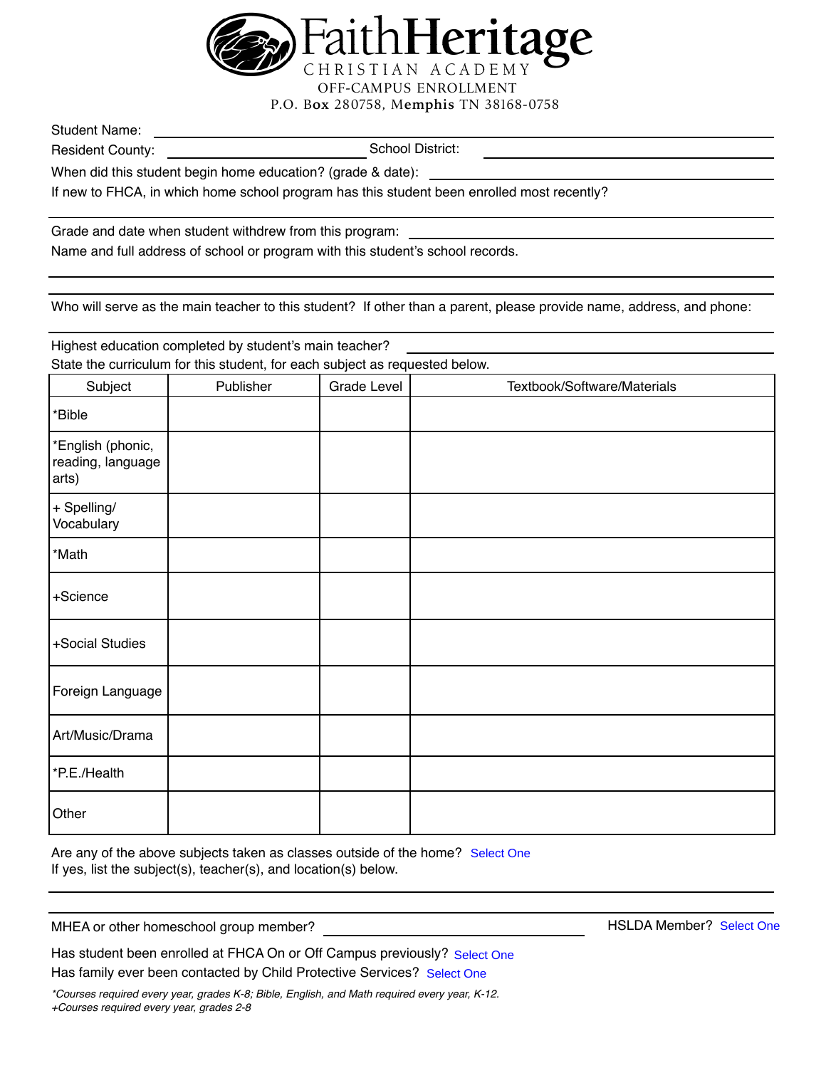# FaithHeritage

CHRISTIAN ACADEMY

OFF-CAMPUS ENROLLMENT

P.O. Box 280758, Memphis TN 38168-0758

Student Name: \_\_\_\_\_\_\_\_\_\_\_\_\_\_\_\_\_\_\_\_\_\_\_\_\_\_\_\_\_\_\_\_\_\_\_\_\_\_\_\_

Resident County: \_\_\_\_\_\_\_\_\_\_\_\_\_\_\_\_\_\_\_\_ School District: \_\_\_\_\_\_\_\_\_\_\_\_\_\_\_\_\_\_\_\_

When did this student begin home education? (grade & date): \_\_\_\_\_\_\_\_\_\_\_\_\_\_\_\_\_\_\_\_

If new to FHCA, in which home school program has this student been enrolled most recently?

\_\_\_\_\_\_\_\_\_\_\_\_\_\_\_\_\_\_\_\_\_\_\_\_\_\_\_\_\_\_\_\_\_\_\_\_\_\_\_\_

Grade and date when student withdrew from this program: \_\_\_\_\_\_\_\_\_\_\_\_\_\_\_\_\_\_\_\_

Name and full address of school or program with this student's school records.

\_\_\_\_\_\_\_\_\_\_\_\_\_\_\_\_\_\_\_\_\_\_\_\_\_\_\_\_\_\_\_\_\_\_\_\_\_\_\_\_

\_\_\_\_\_\_\_\_\_\_\_\_\_\_\_\_\_\_\_\_\_\_\_\_\_\_\_\_\_\_\_\_\_\_\_\_\_\_\_\_

Who will serve as the main teacher to this student? If other than a parent, please provide name, address, and phone:

\_\_\_\_\_\_\_\_\_\_\_\_\_\_\_\_\_\_\_\_\_\_\_\_\_\_\_\_\_\_\_\_\_\_\_\_\_\_\_\_

Highest education completed by student's main teacher? \_\_\_\_\_\_\_\_\_\_\_\_\_\_\_\_\_\_\_\_

State the curriculum for this student, for each subject as requested below.

| Subject | Publisher | Grade Level | Textbook/Software/Materials |
|---|---|---|---|
| *Bible | | | |
| *English (phonic, reading, language arts) | | | |
| + Spelling/ Vocabulary | | | |
| *Math | | | |
| +Science | | | |
| +Social Studies | | | |
| Foreign Language | | | |
| Art/Music/Drama | | | |
| *P.E./Health | | | |
| Other | | | |

Are any of the above subjects taken as classes outside of the home? Select One

If yes, list the subject(s), teacher(s), and location(s) below.

\_\_\_\_\_\_\_\_\_\_\_\_\_\_\_\_\_\_\_\_\_\_\_\_\_\_\_\_\_\_\_\_\_\_\_\_\_\_\_\_

MHEA or other homeschool group member? \_\_\_\_\_\_\_\_\_\_\_\_\_\_\_\_\_\_\_\_ HSLDA Member? Select One

Has student been enrolled at FHCA On or Off Campus previously? Select One

Has family ever been contacted by Child Protective Services? Select One

*\*Courses required every year, grades K-8; Bible, English, and Math required every year, K-12.*
*+Courses required every year, grades 2-8*